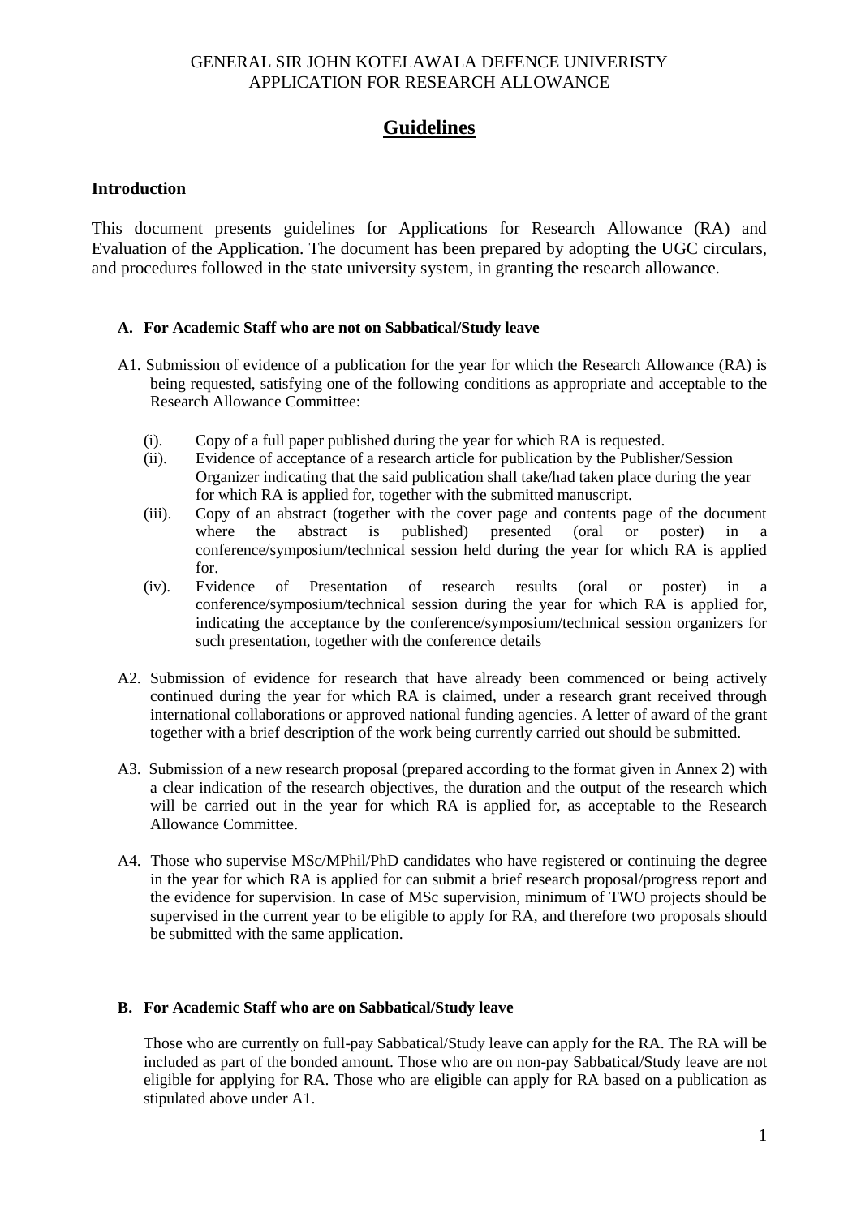GENERAL SIR JOHN KOTELAWALA DEFENCE UNIVERISTY
APPLICATION FOR RESEARCH ALLOWANCE

# Guidelines

## Introduction

This document presents guidelines for Applications for Research Allowance (RA) and Evaluation of the Application. The document has been prepared by adopting the UGC circulars, and procedures followed in the state university system, in granting the research allowance.

### A. For Academic Staff who are not on Sabbatical/Study leave

A1. Submission of evidence of a publication for the year for which the Research Allowance (RA) is being requested, satisfying one of the following conditions as appropriate and acceptable to the Research Allowance Committee:

- (i). Copy of a full paper published during the year for which RA is requested.
- (ii). Evidence of acceptance of a research article for publication by the Publisher/Session Organizer indicating that the said publication shall take/had taken place during the year for which RA is applied for, together with the submitted manuscript.
- (iii). Copy of an abstract (together with the cover page and contents page of the document where the abstract is published) presented (oral or poster) in a conference/symposium/technical session held during the year for which RA is applied for.
- (iv). Evidence of Presentation of research results (oral or poster) in a conference/symposium/technical session during the year for which RA is applied for, indicating the acceptance by the conference/symposium/technical session organizers for such presentation, together with the conference details

A2. Submission of evidence for research that have already been commenced or being actively continued during the year for which RA is claimed, under a research grant received through international collaborations or approved national funding agencies. A letter of award of the grant together with a brief description of the work being currently carried out should be submitted.

A3. Submission of a new research proposal (prepared according to the format given in Annex 2) with a clear indication of the research objectives, the duration and the output of the research which will be carried out in the year for which RA is applied for, as acceptable to the Research Allowance Committee.

A4. Those who supervise MSc/MPhil/PhD candidates who have registered or continuing the degree in the year for which RA is applied for can submit a brief research proposal/progress report and the evidence for supervision. In case of MSc supervision, minimum of TWO projects should be supervised in the current year to be eligible to apply for RA, and therefore two proposals should be submitted with the same application.

### B. For Academic Staff who are on Sabbatical/Study leave

Those who are currently on full-pay Sabbatical/Study leave can apply for the RA. The RA will be included as part of the bonded amount. Those who are on non-pay Sabbatical/Study leave are not eligible for applying for RA. Those who are eligible can apply for RA based on a publication as stipulated above under A1.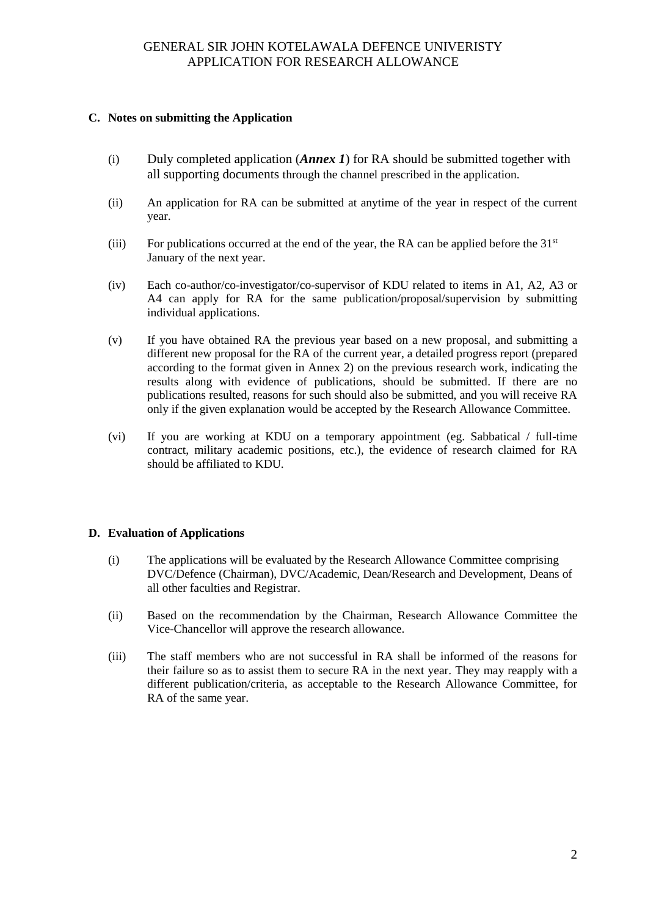## C. Notes on submitting the Application

(i) Duly completed application (***Annex 1***) for RA should be submitted together with all supporting documents through the channel prescribed in the application.

(ii) An application for RA can be submitted at anytime of the year in respect of the current year.

(iii) For publications occurred at the end of the year, the RA can be applied before the 31st January of the next year.

(iv) Each co-author/co-investigator/co-supervisor of KDU related to items in A1, A2, A3 or A4 can apply for RA for the same publication/proposal/supervision by submitting individual applications.

(v) If you have obtained RA the previous year based on a new proposal, and submitting a different new proposal for the RA of the current year, a detailed progress report (prepared according to the format given in Annex 2) on the previous research work, indicating the results along with evidence of publications, should be submitted. If there are no publications resulted, reasons for such should also be submitted, and you will receive RA only if the given explanation would be accepted by the Research Allowance Committee.

(vi) If you are working at KDU on a temporary appointment (eg. Sabbatical / full-time contract, military academic positions, etc.), the evidence of research claimed for RA should be affiliated to KDU.

## D. Evaluation of Applications

(i) The applications will be evaluated by the Research Allowance Committee comprising DVC/Defence (Chairman), DVC/Academic, Dean/Research and Development, Deans of all other faculties and Registrar.

(ii) Based on the recommendation by the Chairman, Research Allowance Committee the Vice-Chancellor will approve the research allowance.

(iii) The staff members who are not successful in RA shall be informed of the reasons for their failure so as to assist them to secure RA in the next year. They may reapply with a different publication/criteria, as acceptable to the Research Allowance Committee, for RA of the same year.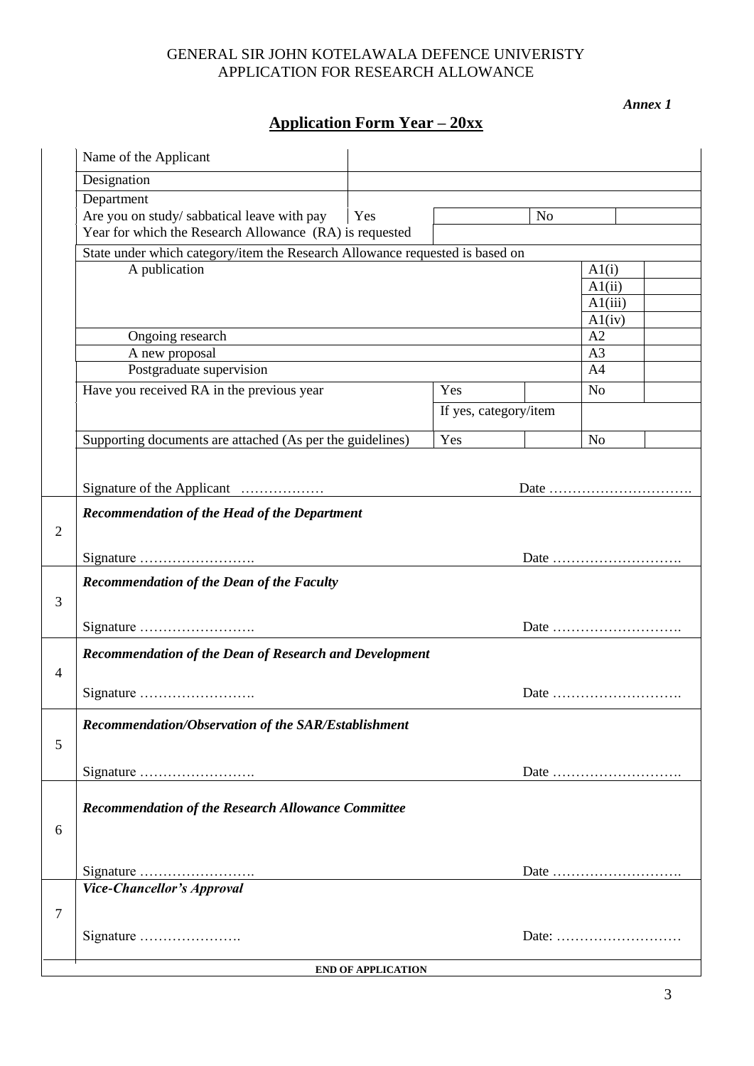GENERAL SIR JOHN KOTELAWALA DEFENCE UNIVERISTY
APPLICATION FOR RESEARCH ALLOWANCE

***Annex 1***

## Application Form Year – 20xx

| | | | | | | |
|---|---|---|---|---|---|---|
| Name of the Applicant | | | | | | |
| Designation | | | | | | |
| Department | | | | | | |
| Are you on study/ sabbatical leave with pay | Yes | | No | | | |
| Year for which the Research Allowance (RA) is requested | | | | | | |
| State under which category/item the Research Allowance requested is based on | | | | | | |
| A publication | | | | | A1(i) | |
| | | | | | A1(ii) | |
| | | | | | A1(iii) | |
| | | | | | A1(iv) | |
| Ongoing research | | | | | A2 | |
| A new proposal | | | | | A3 | |
| Postgraduate supervision | | | | | A4 | |
| Have you received RA in the previous year | | Yes | | | No | |
| | | If yes, category/item | | | | |
| Supporting documents are attached (As per the guidelines) | | Yes | | | No | |

Signature of the Applicant ……………… Date ………………………….

**2** ***Recommendation of the Head of the Department***

Signature ……………………. Date ……………………….

**3** ***Recommendation of the Dean of the Faculty***

Signature ……………………. Date ……………………….

**4** ***Recommendation of the Dean of Research and Development***

Signature ……………………. Date ……………………….

**5** ***Recommendation/Observation of the SAR/Establishment***

Signature ……………………. Date ……………………….

**6** ***Recommendation of the Research Allowance Committee***

Signature ……………………. Date ……………………….

**7** ***Vice-Chancellor's Approval***

Signature …………………. Date: ………………………

**END OF APPLICATION**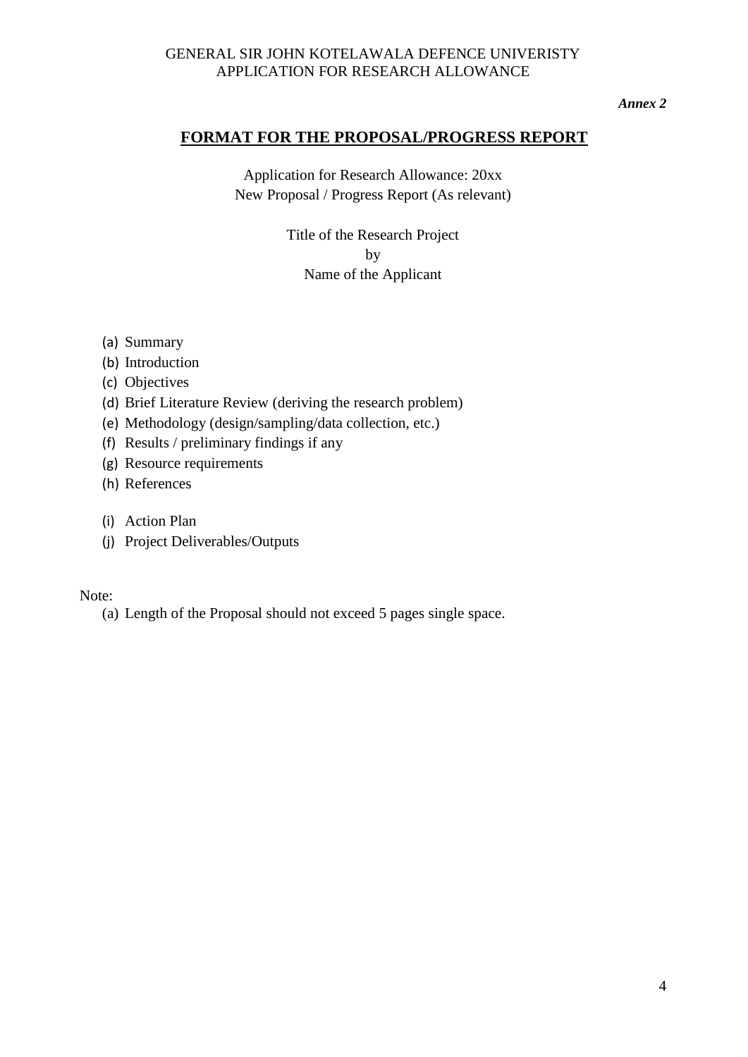GENERAL SIR JOHN KOTELAWALA DEFENCE UNIVERISTY
APPLICATION FOR RESEARCH ALLOWANCE

***Annex 2***

## **FORMAT FOR THE PROPOSAL/PROGRESS REPORT**

Application for Research Allowance: 20xx
New Proposal / Progress Report (As relevant)

Title of the Research Project
by
Name of the Applicant

(a) Summary
(b) Introduction
(c) Objectives
(d) Brief Literature Review (deriving the research problem)
(e) Methodology (design/sampling/data collection, etc.)
(f) Results / preliminary findings if any
(g) Resource requirements
(h) References

(i) Action Plan
(j) Project Deliverables/Outputs

Note:

(a) Length of the Proposal should not exceed 5 pages single space.